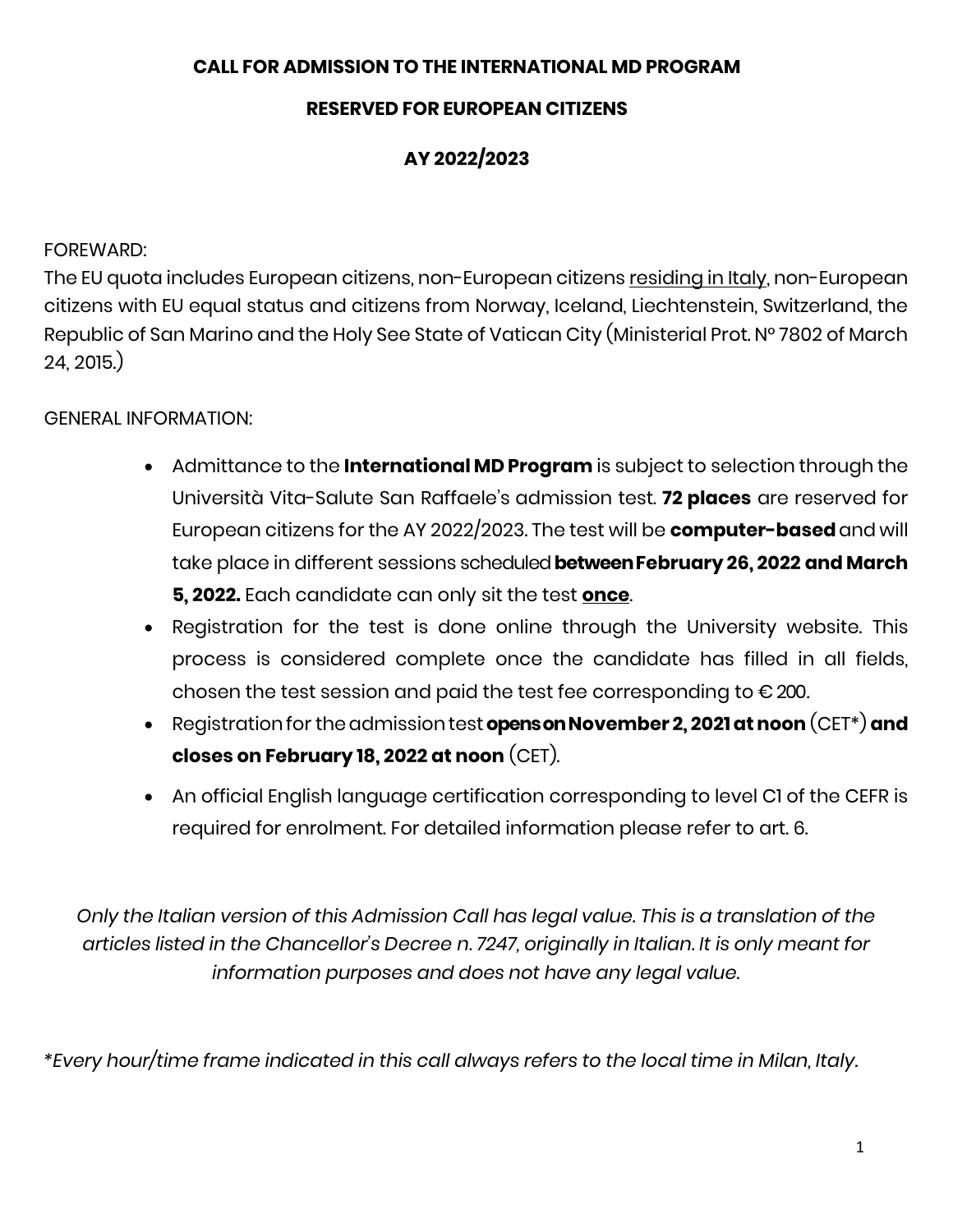# CALL FOR ADMISSION TO THE INTERNATIONAL MD PROGRAM

## RESERVED FOR EUROPEAN CITIZENS

## AY 2022/2023

FOREWARD:

The EU quota includes European citizens, non-European citizens residing in Italy, non-European citizens with EU equal status and citizens from Norway, Iceland, Liechtenstein, Switzerland, the Republic of San Marino and the Holy See State of Vatican City (Ministerial Prot. N° 7802 of March 24, 2015.)

GENERAL INFORMATION:

- Admittance to the **International MD Program** is subject to selection through the Università Vita-Salute San Raffaele's admission test. **72 places** are reserved for European citizens for the AY 2022/2023. The test will be **computer-based** and will take place in different sessions scheduled **between February 26, 2022 and March 5, 2022.** Each candidate can only sit the test **once**.
- Registration for the test is done online through the University website. This process is considered complete once the candidate has filled in all fields, chosen the test session and paid the test fee corresponding to € 200.
- Registration for the admission test **opens on November 2, 2021 at noon** (CET*) **and closes on February 18, 2022 at noon** (CET).
- An official English language certification corresponding to level C1 of the CEFR is required for enrolment. For detailed information please refer to art. 6.

*Only the Italian version of this Admission Call has legal value. This is a translation of the articles listed in the Chancellor's Decree n. 7247, originally in Italian. It is only meant for information purposes and does not have any legal value.*

**Every hour/time frame indicated in this call always refers to the local time in Milan, Italy.*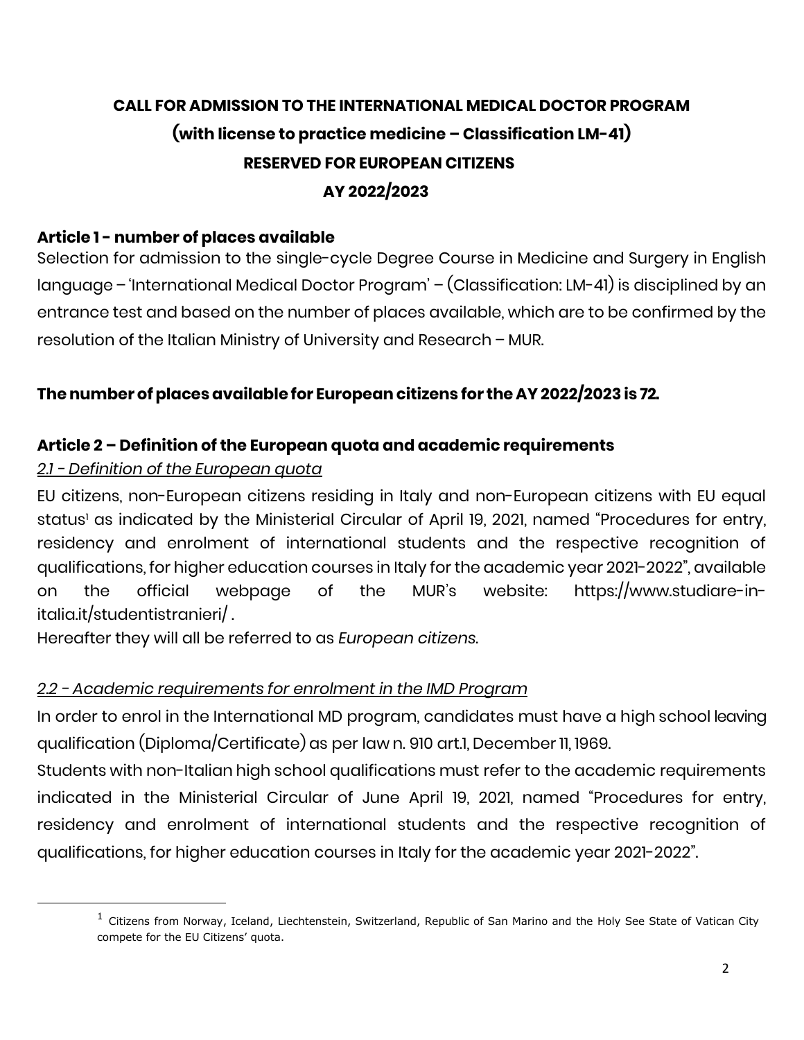# CALL FOR ADMISSION TO THE INTERNATIONAL MEDICAL DOCTOR PROGRAM

## (with license to practice medicine – Classification LM-41)

## RESERVED FOR EUROPEAN CITIZENS

## AY 2022/2023

### Article 1 - number of places available

Selection for admission to the single-cycle Degree Course in Medicine and Surgery in English language – 'International Medical Doctor Program' – (Classification: LM-41) is disciplined by an entrance test and based on the number of places available, which are to be confirmed by the resolution of the Italian Ministry of University and Research – MUR.

**The number of places available for European citizens for the AY 2022/2023 is 72.**

### Article 2 – Definition of the European quota and academic requirements

*2.1 - Definition of the European quota*

EU citizens, non-European citizens residing in Italy and non-European citizens with EU equal status[1] as indicated by the Ministerial Circular of April 19, 2021, named "Procedures for entry, residency and enrolment of international students and the respective recognition of qualifications, for higher education courses in Italy for the academic year 2021-2022", available on the official webpage of the MUR's website: https://www.studiare-in-italia.it/studentistranieri/ .

Hereafter they will all be referred to as *European citizens*.

*2.2 - Academic requirements for enrolment in the IMD Program*

In order to enrol in the International MD program, candidates must have a high school leaving qualification (Diploma/Certificate) as per law n. 910 art.1, December 11, 1969.

Students with non-Italian high school qualifications must refer to the academic requirements indicated in the Ministerial Circular of June April 19, 2021, named "Procedures for entry, residency and enrolment of international students and the respective recognition of qualifications, for higher education courses in Italy for the academic year 2021-2022".

---

[1] Citizens from Norway, Iceland, Liechtenstein, Switzerland, Republic of San Marino and the Holy See State of Vatican City compete for the EU Citizens' quota.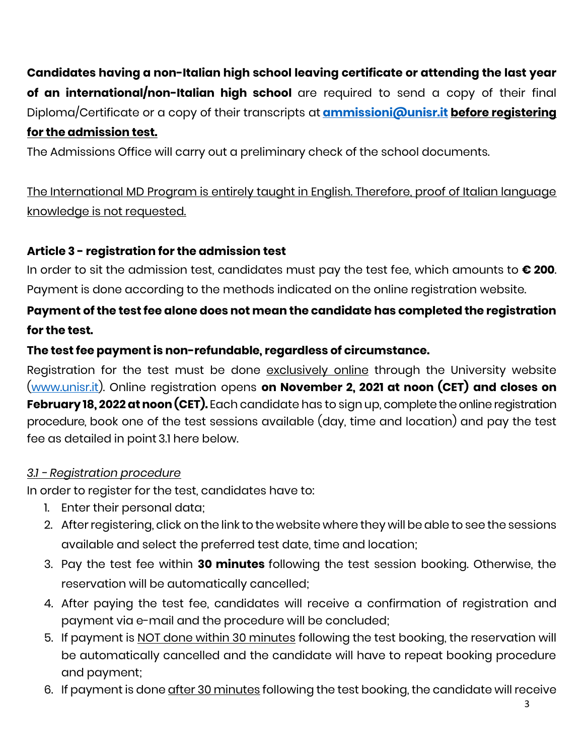**Candidates having a non-Italian high school leaving certificate or attending the last year of an international/non-Italian high school** are required to send a copy of their final Diploma/Certificate or a copy of their transcripts at **ammissioni@unisr.it** **before registering for the admission test.**

The Admissions Office will carry out a preliminary check of the school documents.

The International MD Program is entirely taught in English. Therefore, proof of Italian language knowledge is not requested.

### Article 3 - registration for the admission test

In order to sit the admission test, candidates must pay the test fee, which amounts to **€ 200**. Payment is done according to the methods indicated on the online registration website.

**Payment of the test fee alone does not mean the candidate has completed the registration for the test.**

**The test fee payment is non-refundable, regardless of circumstance.**

Registration for the test must be done exclusively online through the University website (www.unisr.it). Online registration opens **on November 2, 2021 at noon (CET) and closes on February 18, 2022 at noon (CET).** Each candidate has to sign up, complete the online registration procedure, book one of the test sessions available (day, time and location) and pay the test fee as detailed in point 3.1 here below.

#### *3.1 - Registration procedure*

In order to register for the test, candidates have to:

1. Enter their personal data;
2. After registering, click on the link to the website where they will be able to see the sessions available and select the preferred test date, time and location;
3. Pay the test fee within **30 minutes** following the test session booking. Otherwise, the reservation will be automatically cancelled;
4. After paying the test fee, candidates will receive a confirmation of registration and payment via e-mail and the procedure will be concluded;
5. If payment is NOT done within 30 minutes following the test booking, the reservation will be automatically cancelled and the candidate will have to repeat booking procedure and payment;
6. If payment is done after 30 minutes following the test booking, the candidate will receive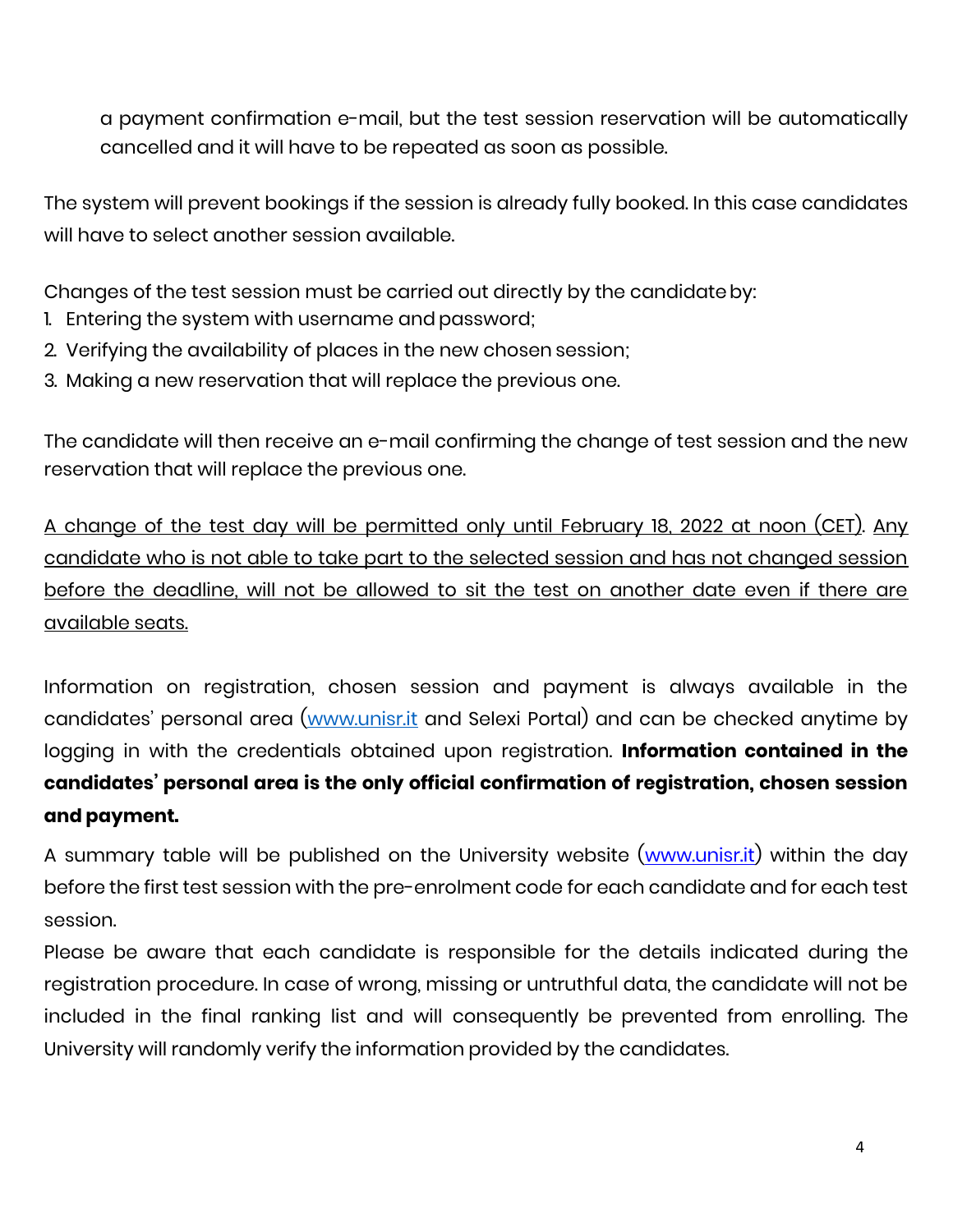a payment confirmation e-mail, but the test session reservation will be automatically cancelled and it will have to be repeated as soon as possible.

The system will prevent bookings if the session is already fully booked. In this case candidates will have to select another session available.

Changes of the test session must be carried out directly by the candidate by:

1. Entering the system with username and password;
2. Verifying the availability of places in the new chosen session;
3. Making a new reservation that will replace the previous one.

The candidate will then receive an e-mail confirming the change of test session and the new reservation that will replace the previous one.

<u>A change of the test day will be permitted only until February 18, 2022 at noon (CET).</u> <u>Any candidate who is not able to take part to the selected session and has not changed session before the deadline, will not be allowed to sit the test on another date even if there are available seats.</u>

Information on registration, chosen session and payment is always available in the candidates' personal area ([www.unisr.it](http://www.unisr.it) and Selexi Portal) and can be checked anytime by logging in with the credentials obtained upon registration. **Information contained in the candidates' personal area is the only official confirmation of registration, chosen session and payment.**

A summary table will be published on the University website ([www.unisr.it](http://www.unisr.it)) within the day before the first test session with the pre-enrolment code for each candidate and for each test session.

Please be aware that each candidate is responsible for the details indicated during the registration procedure. In case of wrong, missing or untruthful data, the candidate will not be included in the final ranking list and will consequently be prevented from enrolling. The University will randomly verify the information provided by the candidates.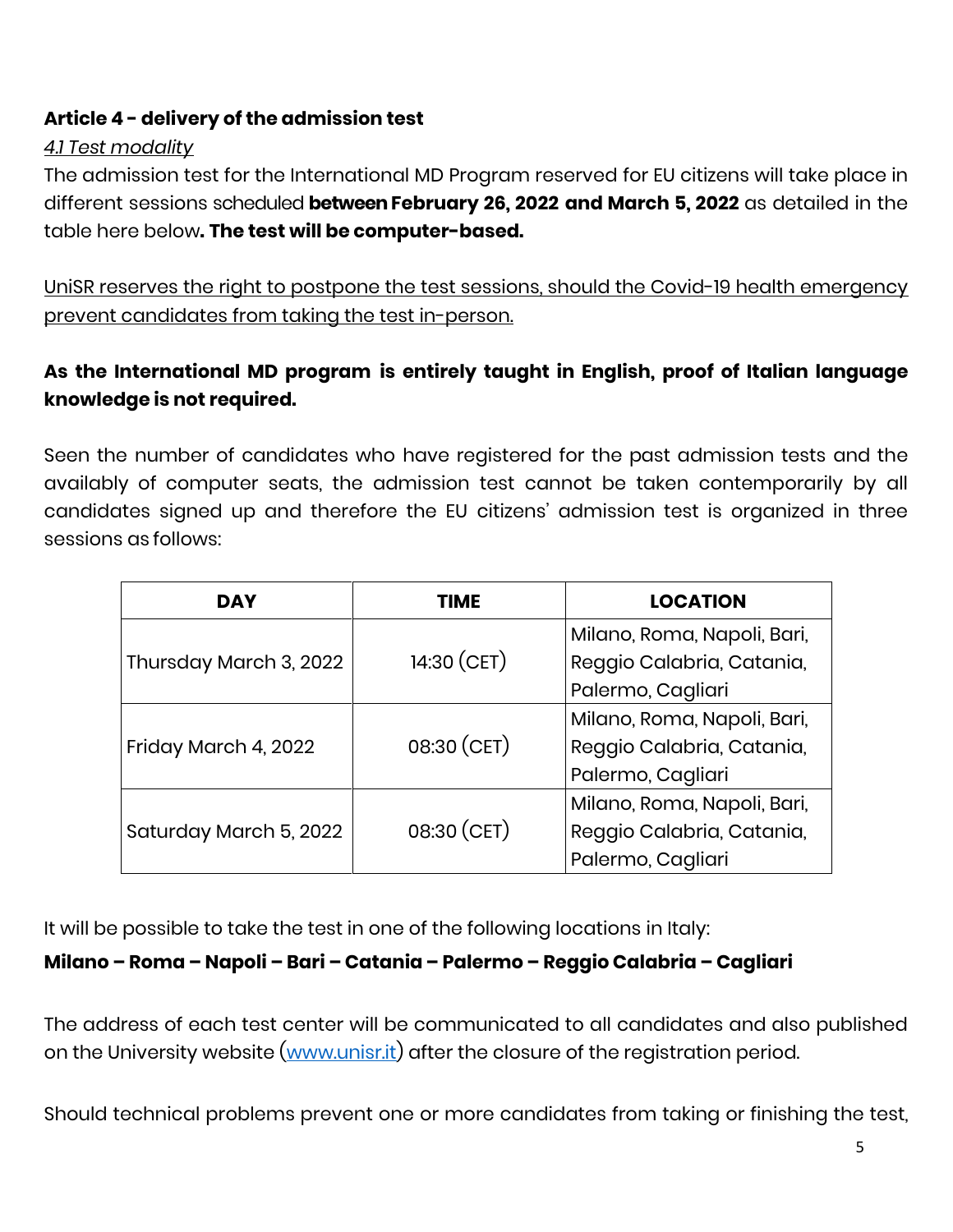### Article 4 - delivery of the admission test

*4.1 Test modality*

The admission test for the International MD Program reserved for EU citizens will take place in different sessions scheduled **between February 26, 2022 and March 5, 2022** as detailed in the table here below**. The test will be computer-based.**

UniSR reserves the right to postpone the test sessions, should the Covid-19 health emergency prevent candidates from taking the test in-person.

**As the International MD program is entirely taught in English, proof of Italian language knowledge is not required.**

Seen the number of candidates who have registered for the past admission tests and the availably of computer seats, the admission test cannot be taken contemporarily by all candidates signed up and therefore the EU citizens' admission test is organized in three sessions as follows:

| DAY | TIME | LOCATION |
|---|---|---|
| Thursday March 3, 2022 | 14:30 (CET) | Milano, Roma, Napoli, Bari, Reggio Calabria, Catania, Palermo, Cagliari |
| Friday March 4, 2022 | 08:30 (CET) | Milano, Roma, Napoli, Bari, Reggio Calabria, Catania, Palermo, Cagliari |
| Saturday March 5, 2022 | 08:30 (CET) | Milano, Roma, Napoli, Bari, Reggio Calabria, Catania, Palermo, Cagliari |

It will be possible to take the test in one of the following locations in Italy:

**Milano – Roma – Napoli – Bari – Catania – Palermo – Reggio Calabria – Cagliari**

The address of each test center will be communicated to all candidates and also published on the University website (www.unisr.it) after the closure of the registration period.

Should technical problems prevent one or more candidates from taking or finishing the test,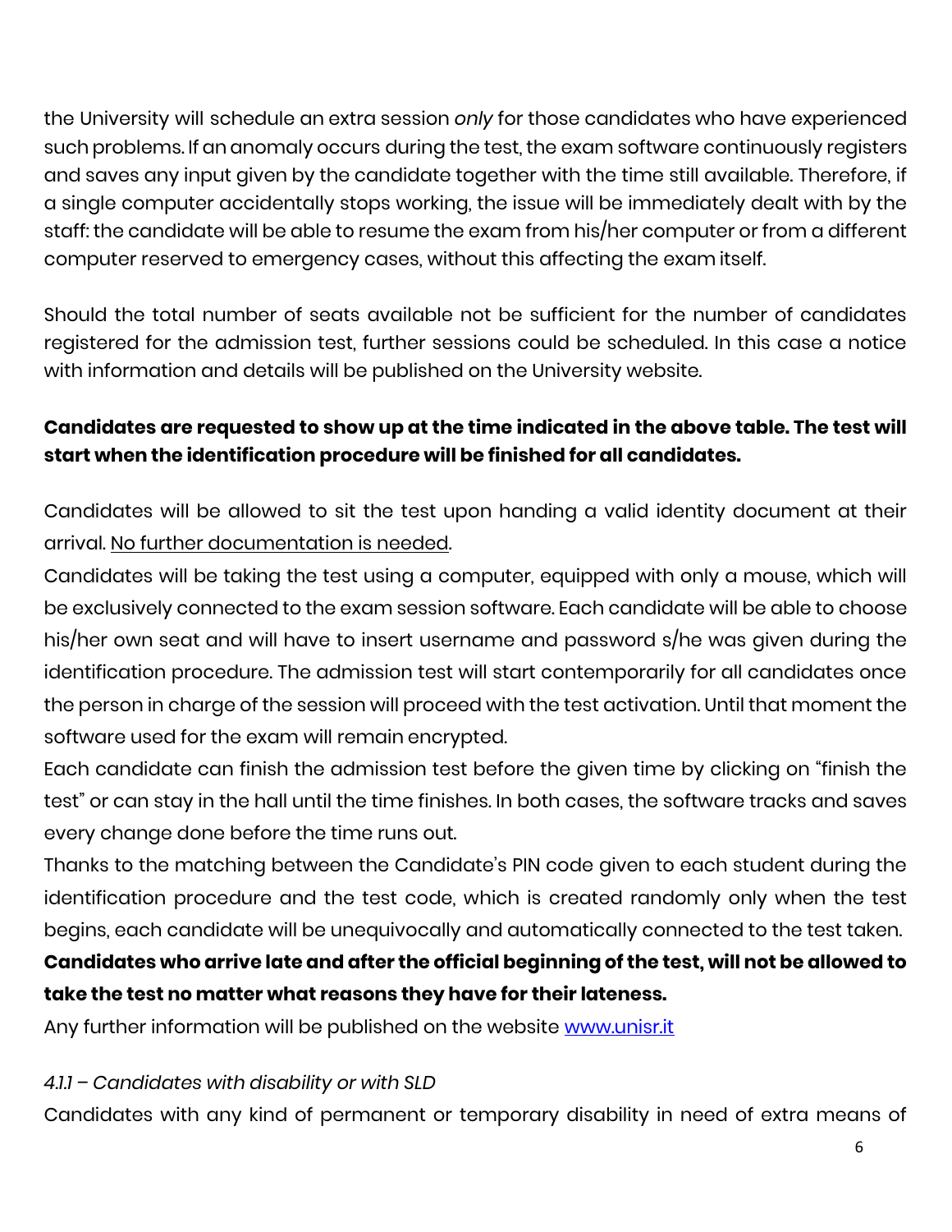the University will schedule an extra session *only* for those candidates who have experienced such problems. If an anomaly occurs during the test, the exam software continuously registers and saves any input given by the candidate together with the time still available. Therefore, if a single computer accidentally stops working, the issue will be immediately dealt with by the staff: the candidate will be able to resume the exam from his/her computer or from a different computer reserved to emergency cases, without this affecting the exam itself.

Should the total number of seats available not be sufficient for the number of candidates registered for the admission test, further sessions could be scheduled. In this case a notice with information and details will be published on the University website.

**Candidates are requested to show up at the time indicated in the above table. The test will start when the identification procedure will be finished for all candidates.**

Candidates will be allowed to sit the test upon handing a valid identity document at their arrival. <u>No further documentation is needed</u>.

Candidates will be taking the test using a computer, equipped with only a mouse, which will be exclusively connected to the exam session software. Each candidate will be able to choose his/her own seat and will have to insert username and password s/he was given during the identification procedure. The admission test will start contemporarily for all candidates once the person in charge of the session will proceed with the test activation. Until that moment the software used for the exam will remain encrypted.

Each candidate can finish the admission test before the given time by clicking on "finish the test" or can stay in the hall until the time finishes. In both cases, the software tracks and saves every change done before the time runs out.

Thanks to the matching between the Candidate's PIN code given to each student during the identification procedure and the test code, which is created randomly only when the test begins, each candidate will be unequivocally and automatically connected to the test taken.

**Candidates who arrive late and after the official beginning of the test, will not be allowed to take the test no matter what reasons they have for their lateness.**

Any further information will be published on the website [www.unisr.it](www.unisr.it)

*4.1.1 – Candidates with disability or with SLD*

Candidates with any kind of permanent or temporary disability in need of extra means of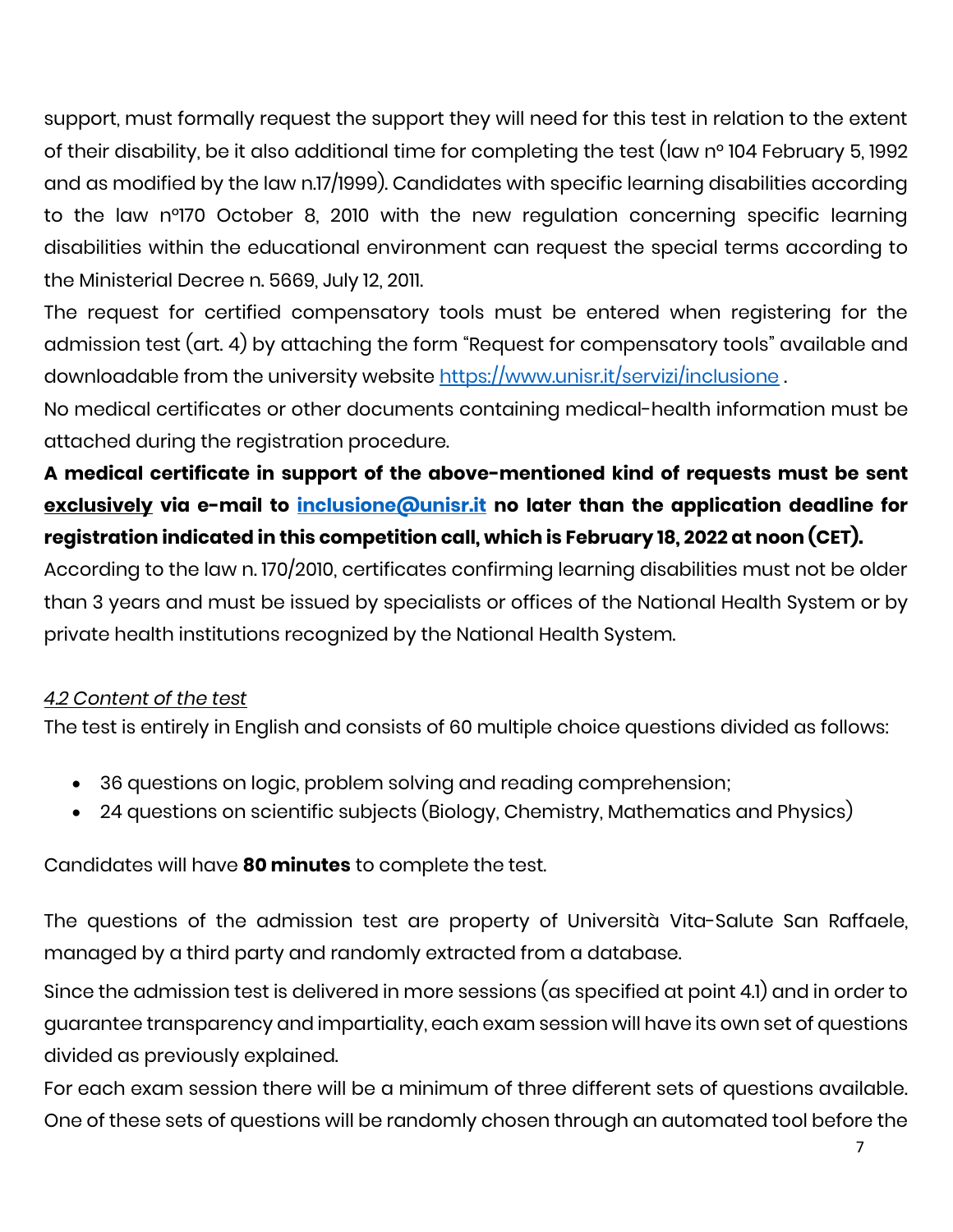support, must formally request the support they will need for this test in relation to the extent of their disability, be it also additional time for completing the test (law nº 104 February 5, 1992 and as modified by the law n.17/1999). Candidates with specific learning disabilities according to the law nº170 October 8, 2010 with the new regulation concerning specific learning disabilities within the educational environment can request the special terms according to the Ministerial Decree n. 5669, July 12, 2011.

The request for certified compensatory tools must be entered when registering for the admission test (art. 4) by attaching the form "Request for compensatory tools" available and downloadable from the university website [https://www.unisr.it/servizi/inclusione](https://www.unisr.it/servizi/inclusione) .

No medical certificates or other documents containing medical-health information must be attached during the registration procedure.

**A medical certificate in support of the above-mentioned kind of requests must be sent <u>exclusively</u> via e-mail to [inclusione@unisr.it](mailto:inclusione@unisr.it) no later than the application deadline for registration indicated in this competition call, which is February 18, 2022 at noon (CET).**

According to the law n. 170/2010, certificates confirming learning disabilities must not be older than 3 years and must be issued by specialists or offices of the National Health System or by private health institutions recognized by the National Health System.

*<u>4.2 Content of the test</u>*

The test is entirely in English and consists of 60 multiple choice questions divided as follows:

- 36 questions on logic, problem solving and reading comprehension;
- 24 questions on scientific subjects (Biology, Chemistry, Mathematics and Physics)

Candidates will have **80 minutes** to complete the test.

The questions of the admission test are property of Università Vita-Salute San Raffaele, managed by a third party and randomly extracted from a database.

Since the admission test is delivered in more sessions (as specified at point 4.1) and in order to guarantee transparency and impartiality, each exam session will have its own set of questions divided as previously explained.

For each exam session there will be a minimum of three different sets of questions available. One of these sets of questions will be randomly chosen through an automated tool before the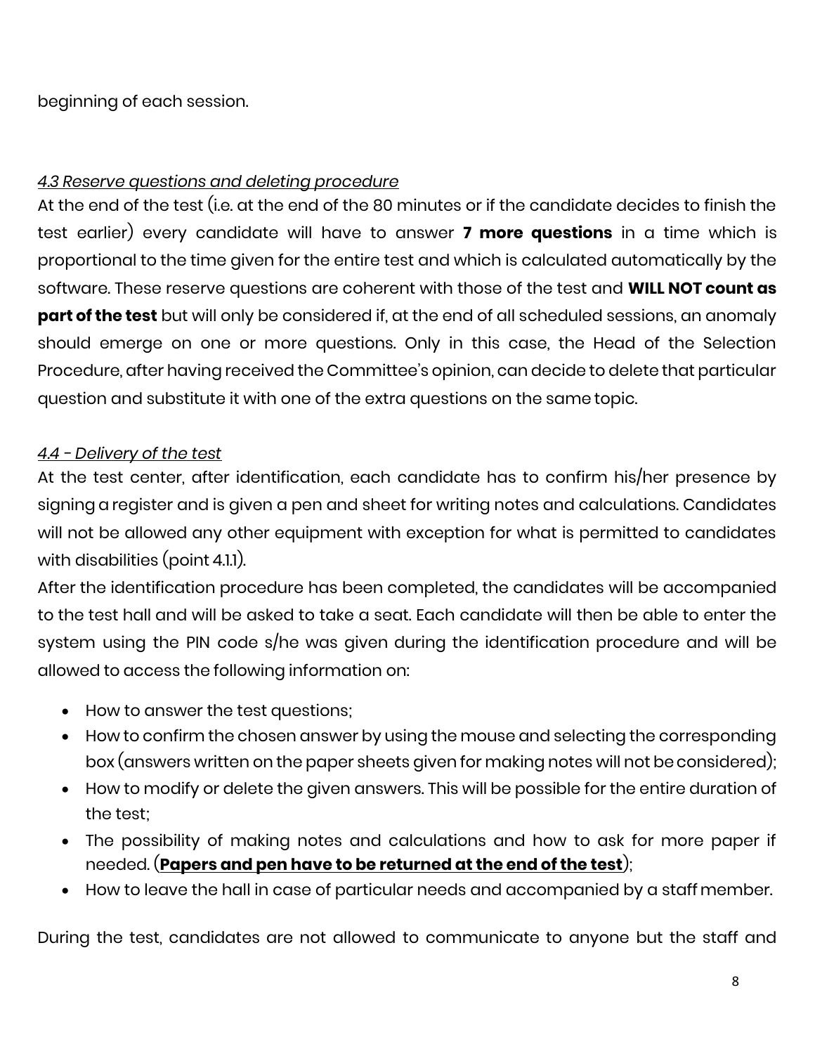beginning of each session.

*4.3 Reserve questions and deleting procedure*

At the end of the test (i.e. at the end of the 80 minutes or if the candidate decides to finish the test earlier) every candidate will have to answer **7 more questions** in a time which is proportional to the time given for the entire test and which is calculated automatically by the software. These reserve questions are coherent with those of the test and **WILL NOT count as part of the test** but will only be considered if, at the end of all scheduled sessions, an anomaly should emerge on one or more questions. Only in this case, the Head of the Selection Procedure, after having received the Committee's opinion, can decide to delete that particular question and substitute it with one of the extra questions on the same topic.

*4.4 - Delivery of the test*

At the test center, after identification, each candidate has to confirm his/her presence by signing a register and is given a pen and sheet for writing notes and calculations. Candidates will not be allowed any other equipment with exception for what is permitted to candidates with disabilities (point 4.1.1).

After the identification procedure has been completed, the candidates will be accompanied to the test hall and will be asked to take a seat. Each candidate will then be able to enter the system using the PIN code s/he was given during the identification procedure and will be allowed to access the following information on:

- How to answer the test questions;
- How to confirm the chosen answer by using the mouse and selecting the corresponding box (answers written on the paper sheets given for making notes will not be considered);
- How to modify or delete the given answers. This will be possible for the entire duration of the test;
- The possibility of making notes and calculations and how to ask for more paper if needed. (**Papers and pen have to be returned at the end of the test**);
- How to leave the hall in case of particular needs and accompanied by a staff member.

During the test, candidates are not allowed to communicate to anyone but the staff and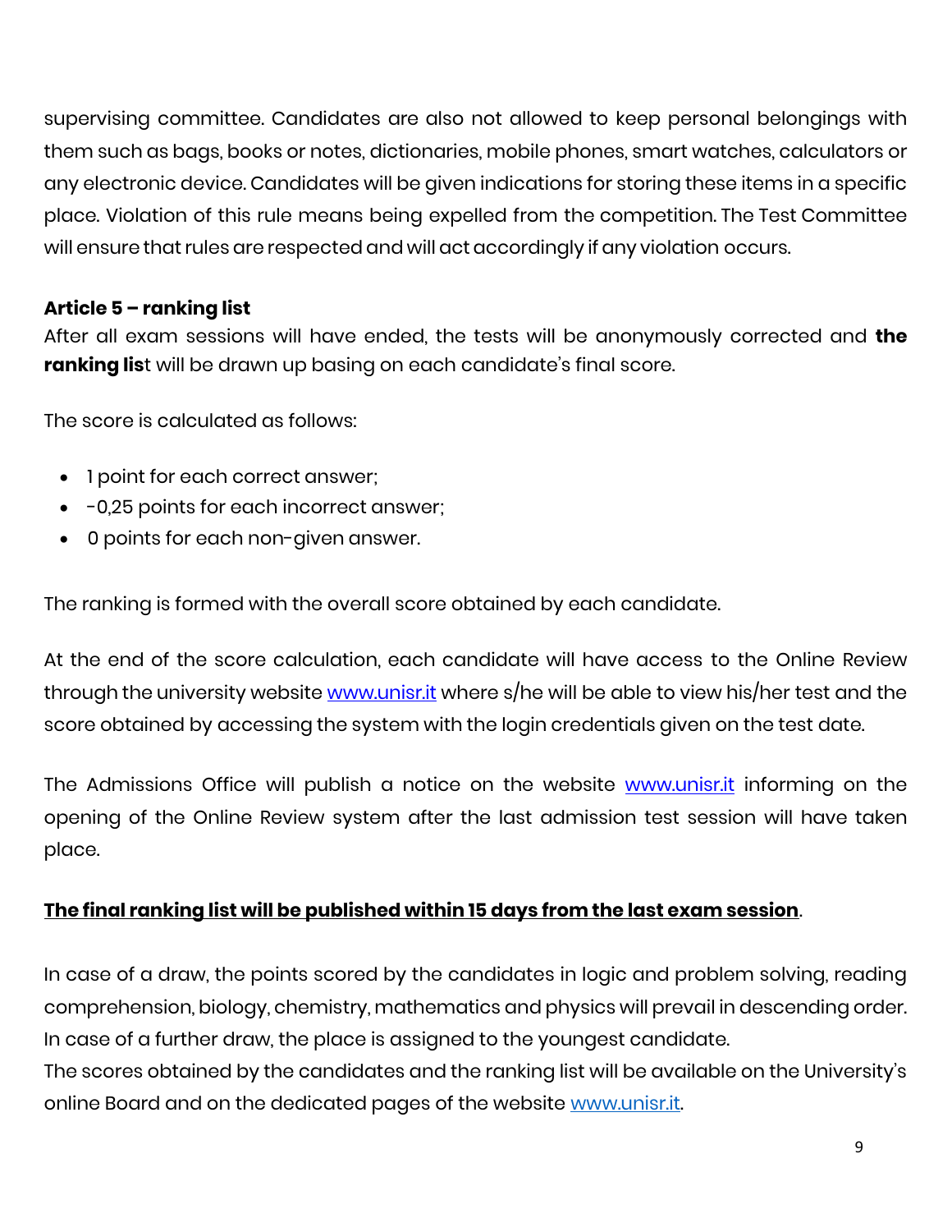supervising committee. Candidates are also not allowed to keep personal belongings with them such as bags, books or notes, dictionaries, mobile phones, smart watches, calculators or any electronic device. Candidates will be given indications for storing these items in a specific place. Violation of this rule means being expelled from the competition. The Test Committee will ensure that rules are respected and will act accordingly if any violation occurs.

**Article 5 – ranking list**

After all exam sessions will have ended, the tests will be anonymously corrected and **the ranking lis**t will be drawn up basing on each candidate's final score.

The score is calculated as follows:

- 1 point for each correct answer;
- -0,25 points for each incorrect answer;
- 0 points for each non-given answer.

The ranking is formed with the overall score obtained by each candidate.

At the end of the score calculation, each candidate will have access to the Online Review through the university website [www.unisr.it](http://www.unisr.it) where s/he will be able to view his/her test and the score obtained by accessing the system with the login credentials given on the test date.

The Admissions Office will publish a notice on the website [www.unisr.it](http://www.unisr.it) informing on the opening of the Online Review system after the last admission test session will have taken place.

<u>**The final ranking list will be published within 15 days from the last exam session**</u>.

In case of a draw, the points scored by the candidates in logic and problem solving, reading comprehension, biology, chemistry, mathematics and physics will prevail in descending order. In case of a further draw, the place is assigned to the youngest candidate.

The scores obtained by the candidates and the ranking list will be available on the University's online Board and on the dedicated pages of the website [www.unisr.it](http://www.unisr.it).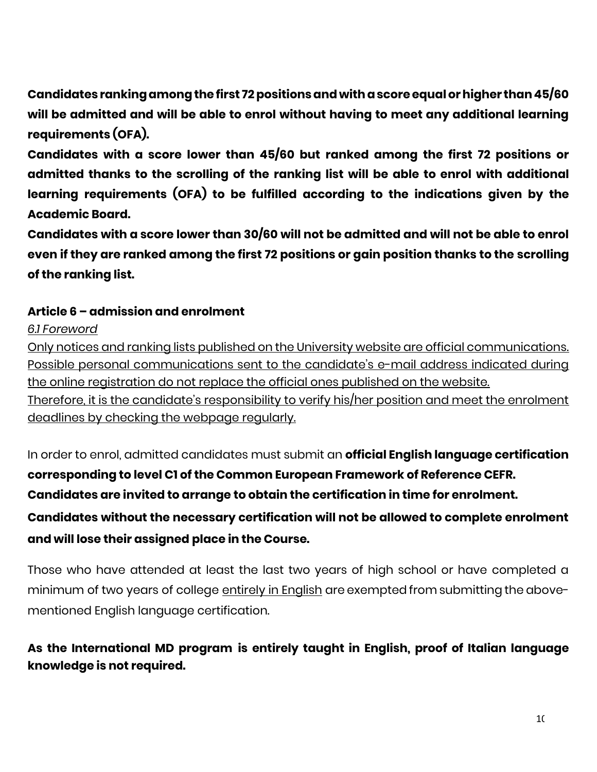**Candidates ranking among the first 72 positions and with a score equal or higher than 45/60 will be admitted and will be able to enrol without having to meet any additional learning requirements (OFA).**

**Candidates with a score lower than 45/60 but ranked among the first 72 positions or admitted thanks to the scrolling of the ranking list will be able to enrol with additional learning requirements (OFA) to be fulfilled according to the indications given by the Academic Board.**

**Candidates with a score lower than 30/60 will not be admitted and will not be able to enrol even if they are ranked among the first 72 positions or gain position thanks to the scrolling of the ranking list.**

### Article 6 – admission and enrolment

*6.1 Foreword*

Only notices and ranking lists published on the University website are official communications. Possible personal communications sent to the candidate's e-mail address indicated during the online registration do not replace the official ones published on the website.
Therefore, it is the candidate's responsibility to verify his/her position and meet the enrolment deadlines by checking the webpage regularly.

In order to enrol, admitted candidates must submit an **official English language certification corresponding to level C1 of the Common European Framework of Reference CEFR. Candidates are invited to arrange to obtain the certification in time for enrolment.**

**Candidates without the necessary certification will not be allowed to complete enrolment and will lose their assigned place in the Course.**

Those who have attended at least the last two years of high school or have completed a minimum of two years of college entirely in English are exempted from submitting the above-mentioned English language certification.

**As the International MD program is entirely taught in English, proof of Italian language knowledge is not required.**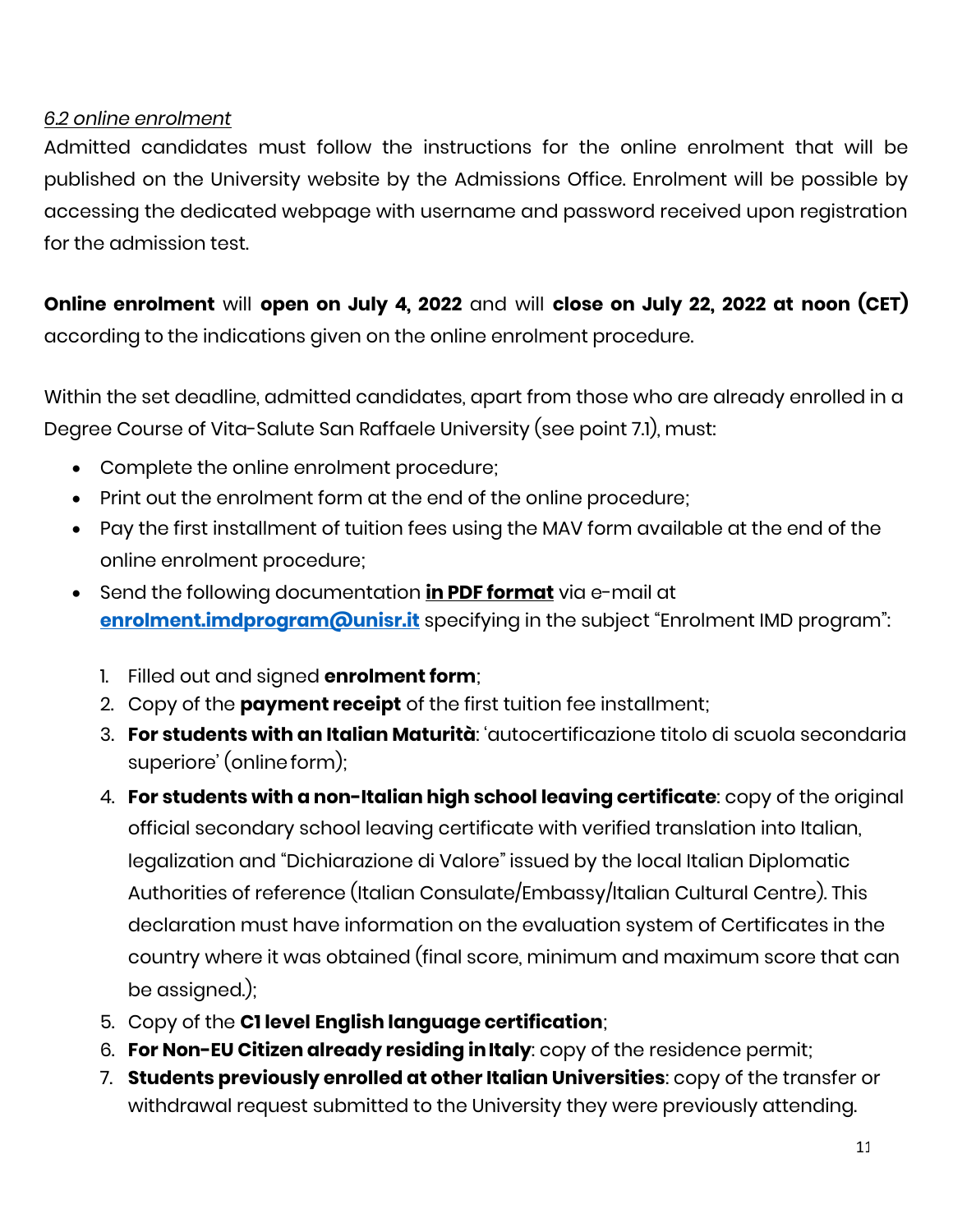*6.2 online enrolment*

Admitted candidates must follow the instructions for the online enrolment that will be published on the University website by the Admissions Office. Enrolment will be possible by accessing the dedicated webpage with username and password received upon registration for the admission test.

**Online enrolment** will **open on July 4, 2022** and will **close on July 22, 2022 at noon (CET)** according to the indications given on the online enrolment procedure.

Within the set deadline, admitted candidates, apart from those who are already enrolled in a Degree Course of Vita-Salute San Raffaele University (see point 7.1), must:

- Complete the online enrolment procedure;
- Print out the enrolment form at the end of the online procedure;
- Pay the first installment of tuition fees using the MAV form available at the end of the online enrolment procedure;
- Send the following documentation **<u>in PDF format</u>** via e-mail at **enrolment.imdprogram@unisr.it** specifying in the subject "Enrolment IMD program":

  1. Filled out and signed **enrolment form**;
  2. Copy of the **payment receipt** of the first tuition fee installment;
  3. **For students with an Italian Maturità**: 'autocertificazione titolo di scuola secondaria superiore' (online form);
  4. **For students with a non-Italian high school leaving certificate**: copy of the original official secondary school leaving certificate with verified translation into Italian, legalization and "Dichiarazione di Valore" issued by the local Italian Diplomatic Authorities of reference (Italian Consulate/Embassy/Italian Cultural Centre). This declaration must have information on the evaluation system of Certificates in the country where it was obtained (final score, minimum and maximum score that can be assigned.);
  5. Copy of the **C1 level English language certification**;
  6. **For Non-EU Citizen already residing in Italy**: copy of the residence permit;
  7. **Students previously enrolled at other Italian Universities**: copy of the transfer or withdrawal request submitted to the University they were previously attending.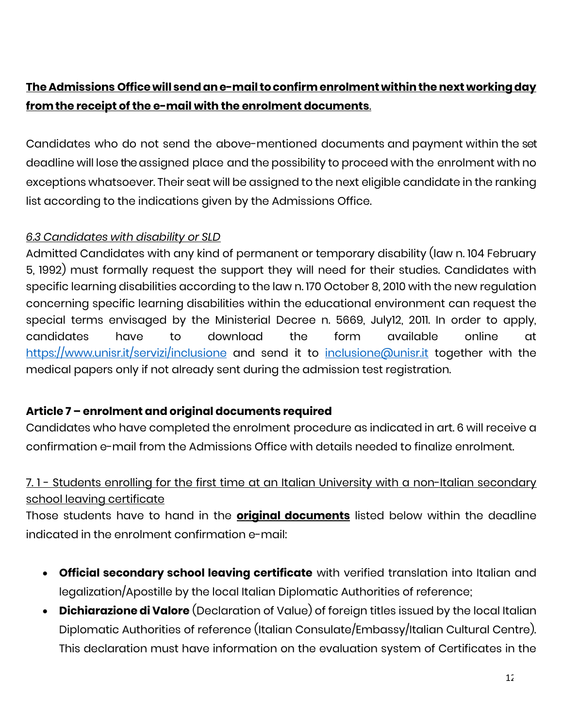**<u>The Admissions Office will send an e-mail to confirm enrolment within the next working day from the receipt of the e-mail with the enrolment documents</u>.**

Candidates who do not send the above-mentioned documents and payment within the set deadline will lose the assigned place and the possibility to proceed with the enrolment with no exceptions whatsoever. Their seat will be assigned to the next eligible candidate in the ranking list according to the indications given by the Admissions Office.

*<u>6.3 Candidates with disability or SLD</u>*

Admitted Candidates with any kind of permanent or temporary disability (law n. 104 February 5, 1992) must formally request the support they will need for their studies. Candidates with specific learning disabilities according to the law n. 170 October 8, 2010 with the new regulation concerning specific learning disabilities within the educational environment can request the special terms envisaged by the Ministerial Decree n. 5669, July12, 2011. In order to apply, candidates have to download the form available online at [https://www.unisr.it/servizi/inclusione](https://www.unisr.it/servizi/inclusione) and send it to [inclusione@unisr.it](mailto:inclusione@unisr.it) together with the medical papers only if not already sent during the admission test registration.

### Article 7 – enrolment and original documents required

Candidates who have completed the enrolment procedure as indicated in art. 6 will receive a confirmation e-mail from the Admissions Office with details needed to finalize enrolment.

<u>7. 1 - Students enrolling for the first time at an Italian University with a non-Italian secondary school leaving certificate</u>

Those students have to hand in the **<u>original documents</u>** listed below within the deadline indicated in the enrolment confirmation e-mail:

- **Official secondary school leaving certificate** with verified translation into Italian and legalization/Apostille by the local Italian Diplomatic Authorities of reference;
- **Dichiarazione di Valore** (Declaration of Value) of foreign titles issued by the local Italian Diplomatic Authorities of reference (Italian Consulate/Embassy/Italian Cultural Centre). This declaration must have information on the evaluation system of Certificates in the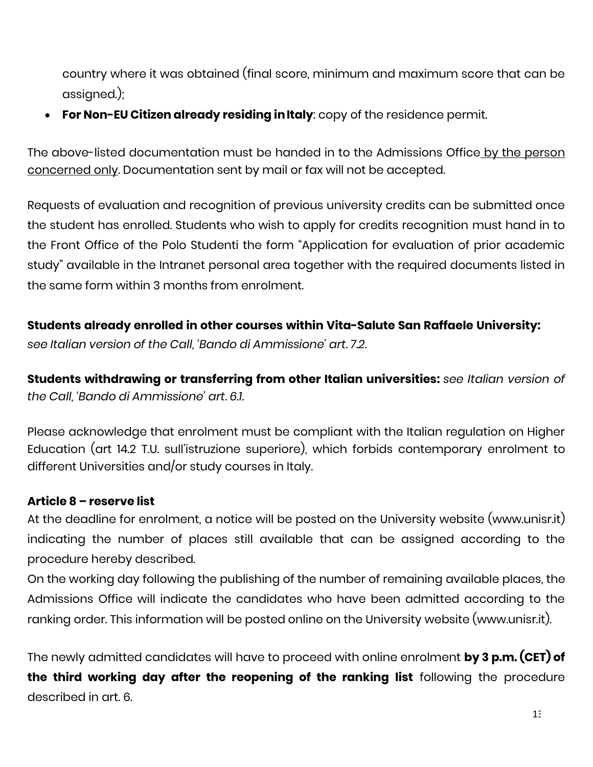country where it was obtained (final score, minimum and maximum score that can be assigned.);

- **For Non-EU Citizen already residing in Italy**: copy of the residence permit.

The above-listed documentation must be handed in to the Admissions Office by the person concerned only. Documentation sent by mail or fax will not be accepted.

Requests of evaluation and recognition of previous university credits can be submitted once the student has enrolled. Students who wish to apply for credits recognition must hand in to the Front Office of the Polo Studenti the form "Application for evaluation of prior academic study" available in the Intranet personal area together with the required documents listed in the same form within 3 months from enrolment.

**Students already enrolled in other courses within Vita-Salute San Raffaele University:** *see Italian version of the Call, 'Bando di Ammissione' art. 7.2.*

**Students withdrawing or transferring from other Italian universities:** *see Italian version of the Call, 'Bando di Ammissione' art. 6.1.*

Please acknowledge that enrolment must be compliant with the Italian regulation on Higher Education (art 14.2 T.U. sull'istruzione superiore), which forbids contemporary enrolment to different Universities and/or study courses in Italy.

### Article 8 – reserve list

At the deadline for enrolment, a notice will be posted on the University website (www.unisr.it) indicating the number of places still available that can be assigned according to the procedure hereby described.

On the working day following the publishing of the number of remaining available places, the Admissions Office will indicate the candidates who have been admitted according to the ranking order. This information will be posted online on the University website (www.unisr.it).

The newly admitted candidates will have to proceed with online enrolment **by 3 p.m. (CET) of the third working day after the reopening of the ranking list** following the procedure described in art. 6.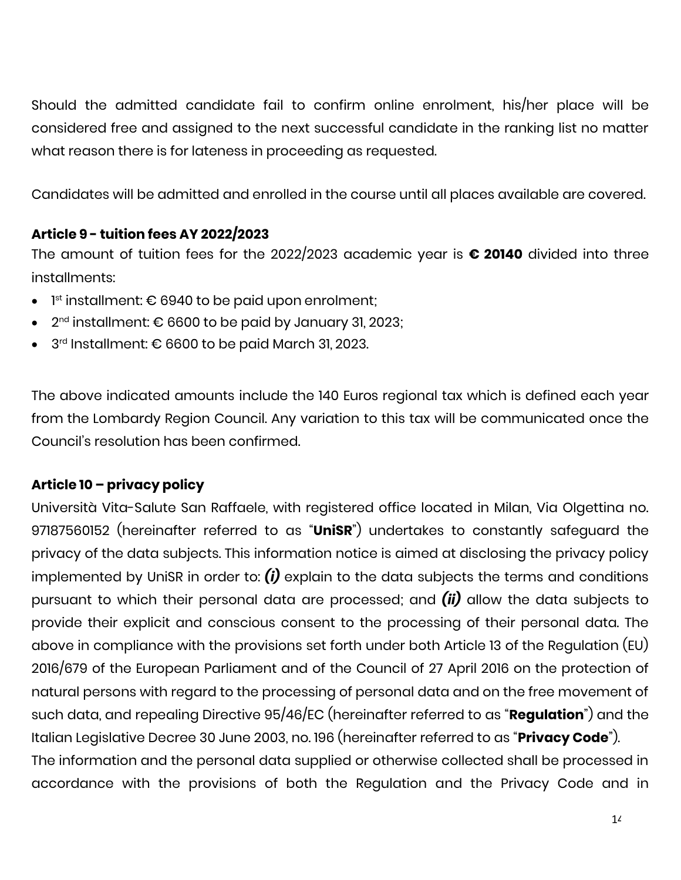Should the admitted candidate fail to confirm online enrolment, his/her place will be considered free and assigned to the next successful candidate in the ranking list no matter what reason there is for lateness in proceeding as requested.

Candidates will be admitted and enrolled in the course until all places available are covered.

### Article 9 - tuition fees AY 2022/2023

The amount of tuition fees for the 2022/2023 academic year is **€ 20140** divided into three installments:

- 1st installment: € 6940 to be paid upon enrolment;
- 2nd installment: € 6600 to be paid by January 31, 2023;
- 3rd Installment: € 6600 to be paid March 31, 2023.

The above indicated amounts include the 140 Euros regional tax which is defined each year from the Lombardy Region Council. Any variation to this tax will be communicated once the Council's resolution has been confirmed.

### Article 10 – privacy policy

Università Vita-Salute San Raffaele, with registered office located in Milan, Via Olgettina no. 97187560152 (hereinafter referred to as "**UniSR**") undertakes to constantly safeguard the privacy of the data subjects. This information notice is aimed at disclosing the privacy policy implemented by UniSR in order to: ***(i)*** explain to the data subjects the terms and conditions pursuant to which their personal data are processed; and ***(ii)*** allow the data subjects to provide their explicit and conscious consent to the processing of their personal data. The above in compliance with the provisions set forth under both Article 13 of the Regulation (EU) 2016/679 of the European Parliament and of the Council of 27 April 2016 on the protection of natural persons with regard to the processing of personal data and on the free movement of such data, and repealing Directive 95/46/EC (hereinafter referred to as "**Regulation**") and the Italian Legislative Decree 30 June 2003, no. 196 (hereinafter referred to as "**Privacy Code**").
The information and the personal data supplied or otherwise collected shall be processed in accordance with the provisions of both the Regulation and the Privacy Code and in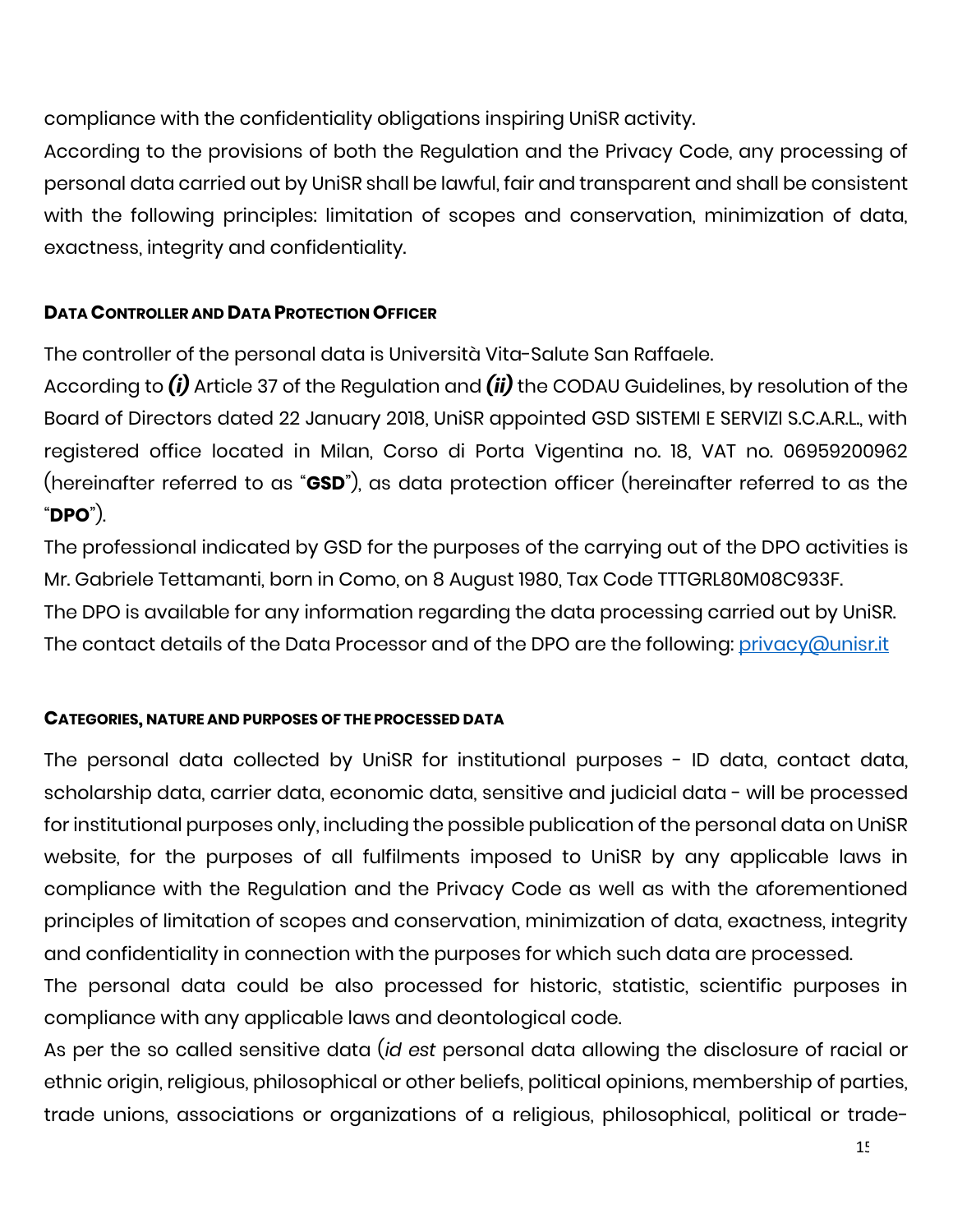compliance with the confidentiality obligations inspiring UniSR activity.
According to the provisions of both the Regulation and the Privacy Code, any processing of personal data carried out by UniSR shall be lawful, fair and transparent and shall be consistent with the following principles: limitation of scopes and conservation, minimization of data, exactness, integrity and confidentiality.

## DATA CONTROLLER AND DATA PROTECTION OFFICER

The controller of the personal data is Università Vita-Salute San Raffaele.
According to ***(i)*** Article 37 of the Regulation and ***(ii)*** the CODAU Guidelines, by resolution of the Board of Directors dated 22 January 2018, UniSR appointed GSD SISTEMI E SERVIZI S.C.A.R.L., with registered office located in Milan, Corso di Porta Vigentina no. 18, VAT no. 06959200962 (hereinafter referred to as "**GSD**"), as data protection officer (hereinafter referred to as the "**DPO**").
The professional indicated by GSD for the purposes of the carrying out of the DPO activities is Mr. Gabriele Tettamanti, born in Como, on 8 August 1980, Tax Code TTTGRL80M08C933F.
The DPO is available for any information regarding the data processing carried out by UniSR.
The contact details of the Data Processor and of the DPO are the following: privacy@unisr.it

## CATEGORIES, NATURE AND PURPOSES OF THE PROCESSED DATA

The personal data collected by UniSR for institutional purposes - ID data, contact data, scholarship data, carrier data, economic data, sensitive and judicial data - will be processed for institutional purposes only, including the possible publication of the personal data on UniSR website, for the purposes of all fulfilments imposed to UniSR by any applicable laws in compliance with the Regulation and the Privacy Code as well as with the aforementioned principles of limitation of scopes and conservation, minimization of data, exactness, integrity and confidentiality in connection with the purposes for which such data are processed.
The personal data could be also processed for historic, statistic, scientific purposes in compliance with any applicable laws and deontological code.
As per the so called sensitive data (*id est* personal data allowing the disclosure of racial or ethnic origin, religious, philosophical or other beliefs, political opinions, membership of parties, trade unions, associations or organizations of a religious, philosophical, political or trade-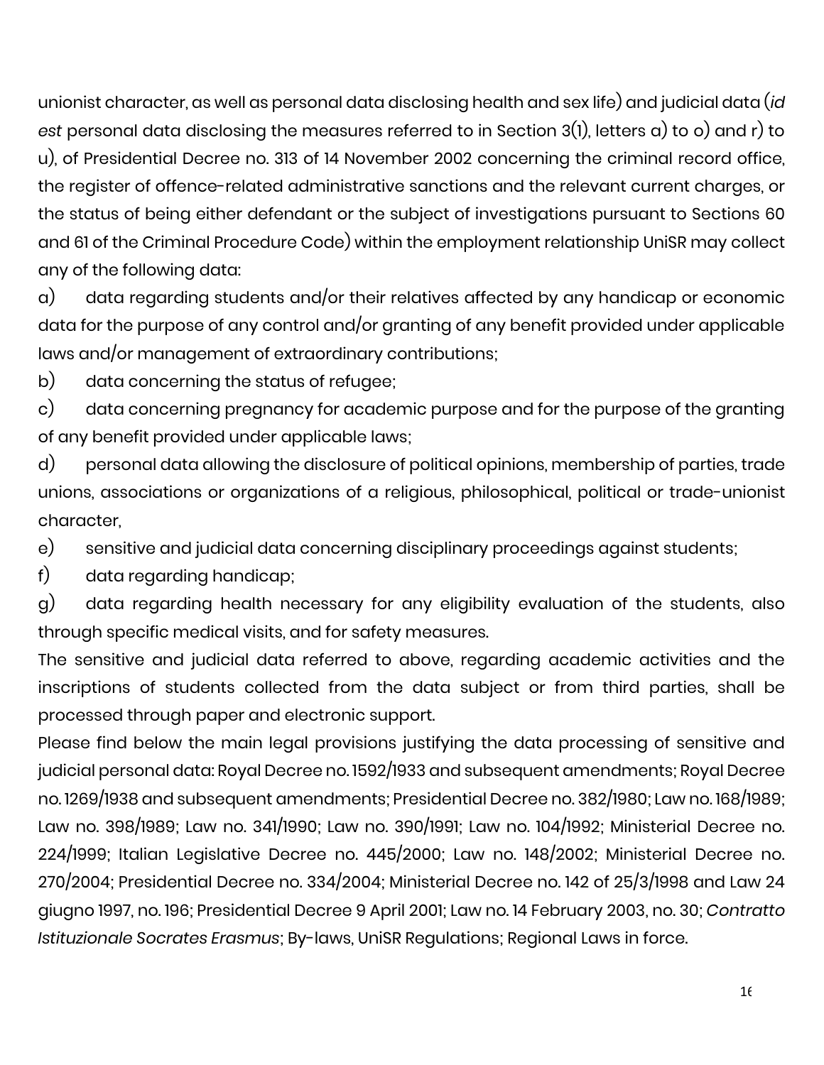unionist character, as well as personal data disclosing health and sex life) and judicial data (*id est* personal data disclosing the measures referred to in Section 3(1), letters a) to o) and r) to u), of Presidential Decree no. 313 of 14 November 2002 concerning the criminal record office, the register of offence-related administrative sanctions and the relevant current charges, or the status of being either defendant or the subject of investigations pursuant to Sections 60 and 61 of the Criminal Procedure Code) within the employment relationship UniSR may collect any of the following data:

a) data regarding students and/or their relatives affected by any handicap or economic data for the purpose of any control and/or granting of any benefit provided under applicable laws and/or management of extraordinary contributions;

b) data concerning the status of refugee;

c) data concerning pregnancy for academic purpose and for the purpose of the granting of any benefit provided under applicable laws;

d) personal data allowing the disclosure of political opinions, membership of parties, trade unions, associations or organizations of a religious, philosophical, political or trade-unionist character,

e) sensitive and judicial data concerning disciplinary proceedings against students;

f) data regarding handicap;

g) data regarding health necessary for any eligibility evaluation of the students, also through specific medical visits, and for safety measures.

The sensitive and judicial data referred to above, regarding academic activities and the inscriptions of students collected from the data subject or from third parties, shall be processed through paper and electronic support.

Please find below the main legal provisions justifying the data processing of sensitive and judicial personal data: Royal Decree no. 1592/1933 and subsequent amendments; Royal Decree no. 1269/1938 and subsequent amendments; Presidential Decree no. 382/1980; Law no. 168/1989; Law no. 398/1989; Law no. 341/1990; Law no. 390/1991; Law no. 104/1992; Ministerial Decree no. 224/1999; Italian Legislative Decree no. 445/2000; Law no. 148/2002; Ministerial Decree no. 270/2004; Presidential Decree no. 334/2004; Ministerial Decree no. 142 of 25/3/1998 and Law 24 giugno 1997, no. 196; Presidential Decree 9 April 2001; Law no. 14 February 2003, no. 30; *Contratto Istituzionale Socrates Erasmus*; By-laws, UniSR Regulations; Regional Laws in force.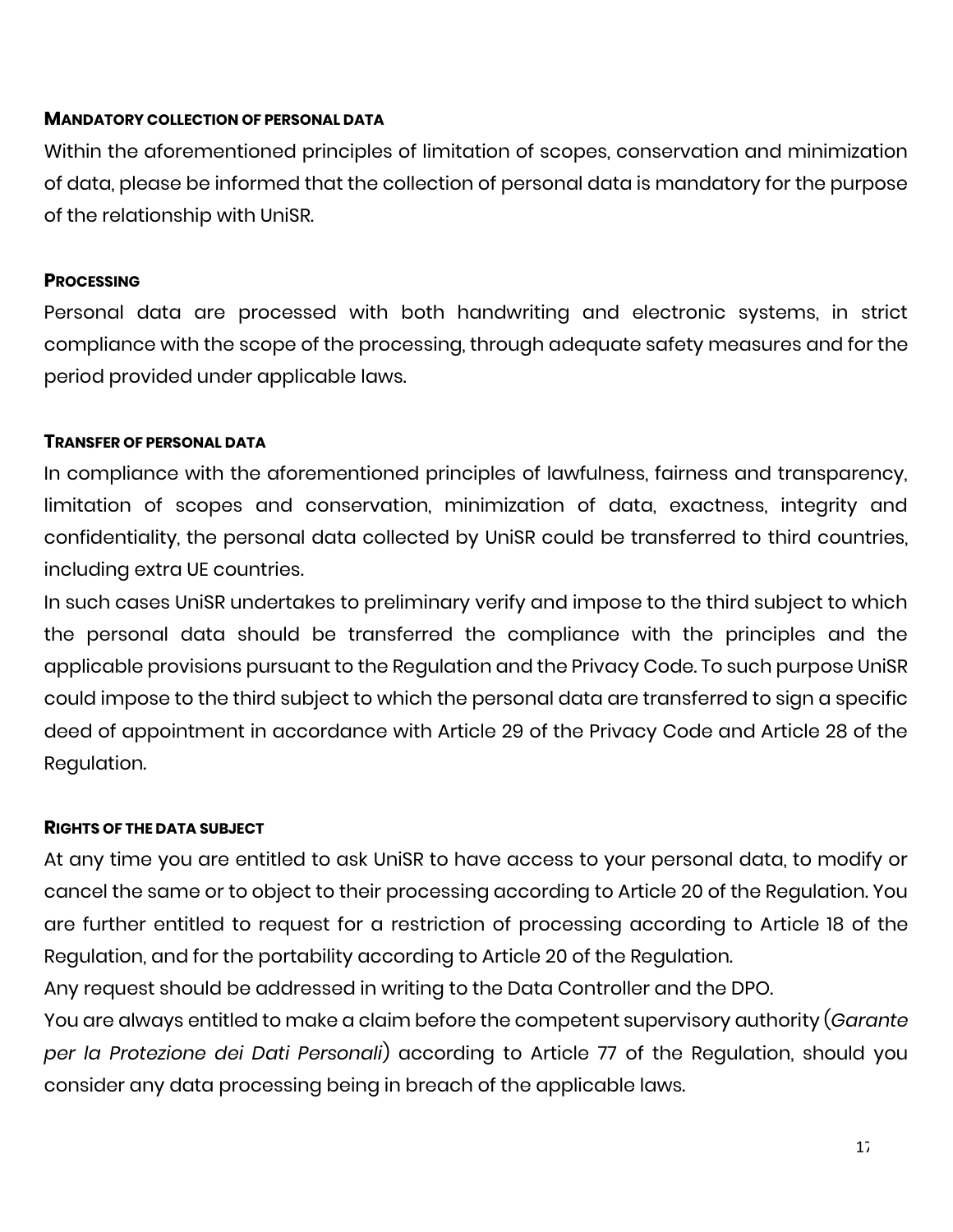**MANDATORY COLLECTION OF PERSONAL DATA**

Within the aforementioned principles of limitation of scopes, conservation and minimization of data, please be informed that the collection of personal data is mandatory for the purpose of the relationship with UniSR.

**PROCESSING**

Personal data are processed with both handwriting and electronic systems, in strict compliance with the scope of the processing, through adequate safety measures and for the period provided under applicable laws.

**TRANSFER OF PERSONAL DATA**

In compliance with the aforementioned principles of lawfulness, fairness and transparency, limitation of scopes and conservation, minimization of data, exactness, integrity and confidentiality, the personal data collected by UniSR could be transferred to third countries, including extra UE countries.

In such cases UniSR undertakes to preliminary verify and impose to the third subject to which the personal data should be transferred the compliance with the principles and the applicable provisions pursuant to the Regulation and the Privacy Code. To such purpose UniSR could impose to the third subject to which the personal data are transferred to sign a specific deed of appointment in accordance with Article 29 of the Privacy Code and Article 28 of the Regulation.

**RIGHTS OF THE DATA SUBJECT**

At any time you are entitled to ask UniSR to have access to your personal data, to modify or cancel the same or to object to their processing according to Article 20 of the Regulation. You are further entitled to request for a restriction of processing according to Article 18 of the Regulation, and for the portability according to Article 20 of the Regulation.

Any request should be addressed in writing to the Data Controller and the DPO.

You are always entitled to make a claim before the competent supervisory authority (*Garante per la Protezione dei Dati Personali*) according to Article 77 of the Regulation, should you consider any data processing being in breach of the applicable laws.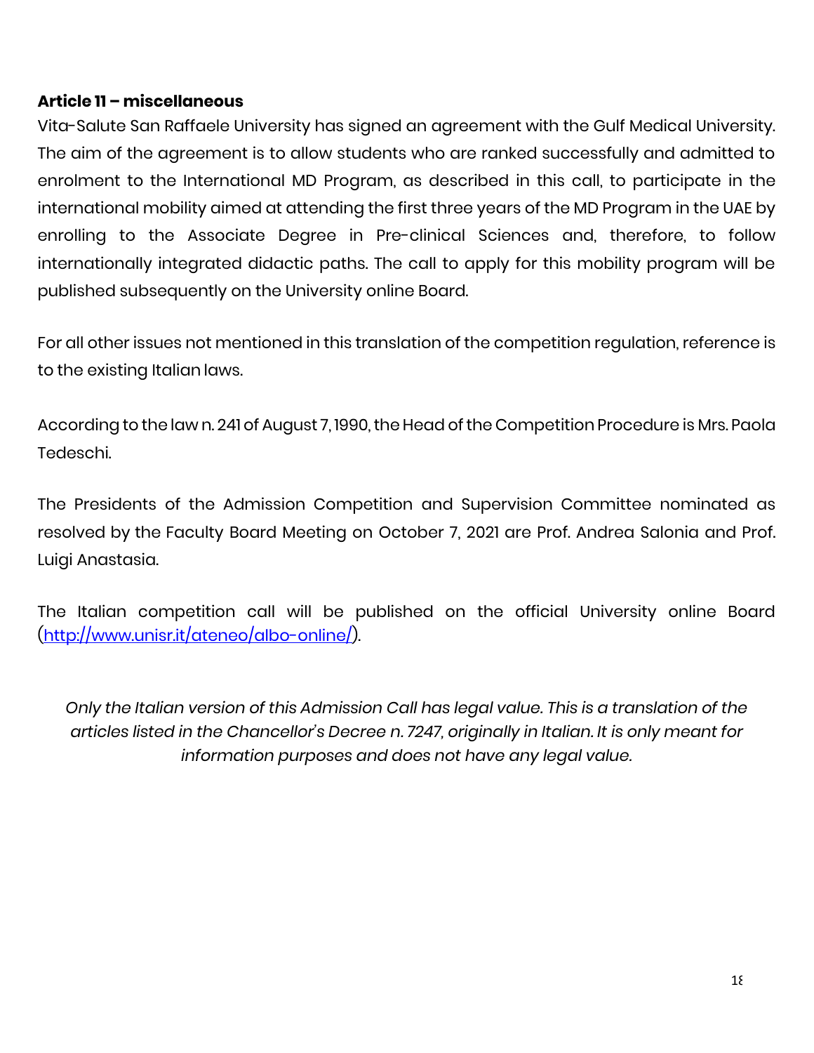**Article 11 – miscellaneous**

Vita-Salute San Raffaele University has signed an agreement with the Gulf Medical University. The aim of the agreement is to allow students who are ranked successfully and admitted to enrolment to the International MD Program, as described in this call, to participate in the international mobility aimed at attending the first three years of the MD Program in the UAE by enrolling to the Associate Degree in Pre-clinical Sciences and, therefore, to follow internationally integrated didactic paths. The call to apply for this mobility program will be published subsequently on the University online Board.

For all other issues not mentioned in this translation of the competition regulation, reference is to the existing Italian laws.

According to the law n. 241 of August 7, 1990, the Head of the Competition Procedure is Mrs. Paola Tedeschi.

The Presidents of the Admission Competition and Supervision Committee nominated as resolved by the Faculty Board Meeting on October 7, 2021 are Prof. Andrea Salonia and Prof. Luigi Anastasia.

The Italian competition call will be published on the official University online Board (http://www.unisr.it/ateneo/albo-online/).

*Only the Italian version of this Admission Call has legal value. This is a translation of the articles listed in the Chancellor's Decree n. 7247, originally in Italian. It is only meant for information purposes and does not have any legal value.*